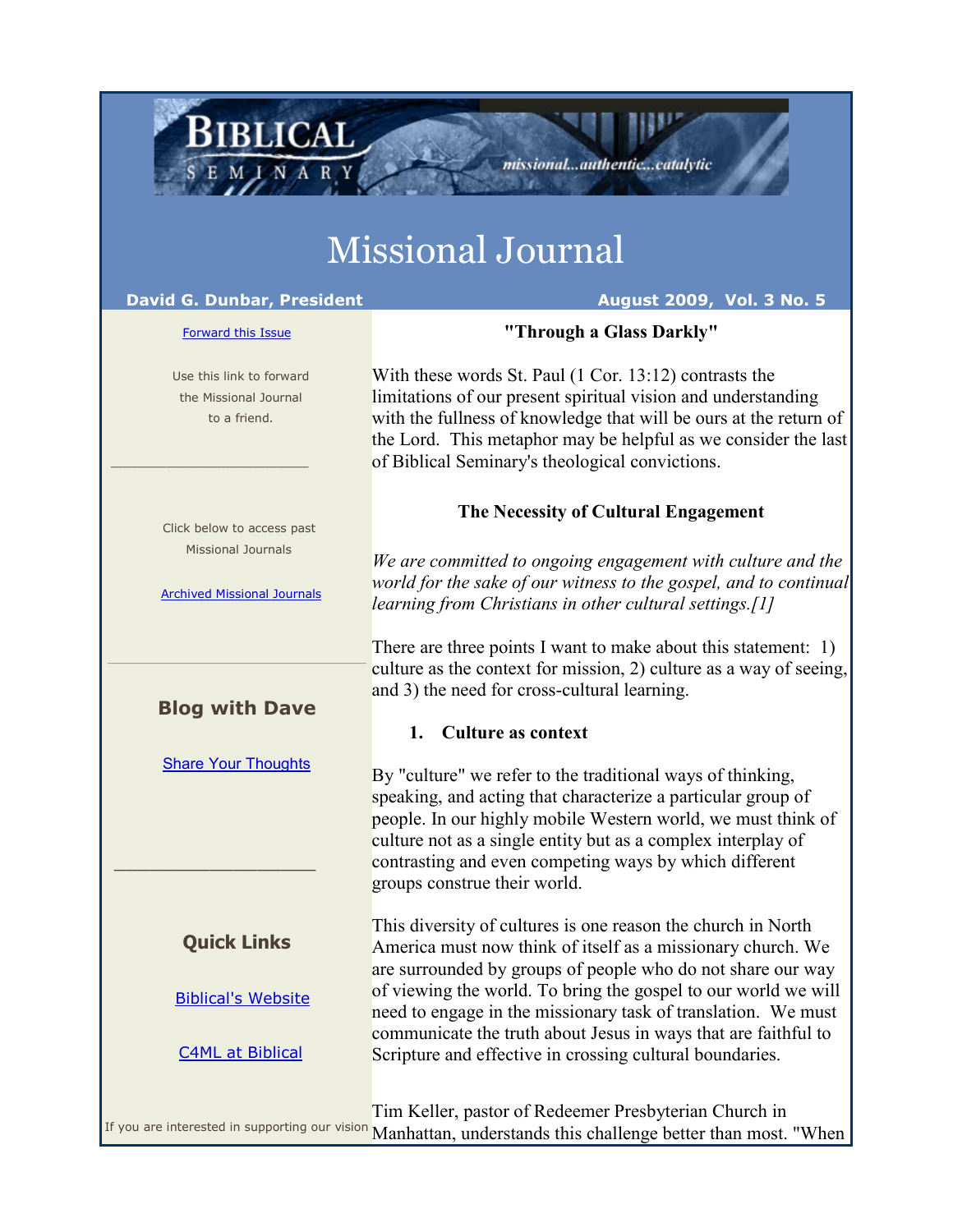# Missional Journal

**David G. Dunbar, President** | **August 2009, Vol. 3 No. 5**

Forward this Issue

Use this link to forward the Missional Journal to a friend.

Click below to access past Missional Journals

Archived Missional Journals

### Blog with Dave

Share Your Thoughts

### Quick Links

Biblical's Website

C4ML at Biblical

If you are interested in supporting our vision

## "Through a Glass Darkly"

With these words St. Paul (1 Cor. 13:12) contrasts the limitations of our present spiritual vision and understanding with the fullness of knowledge that will be ours at the return of the Lord. This metaphor may be helpful as we consider the last of Biblical Seminary's theological convictions.

### The Necessity of Cultural Engagement

*We are committed to ongoing engagement with culture and the world for the sake of our witness to the gospel, and to continual learning from Christians in other cultural settings.[1]*

There are three points I want to make about this statement: 1) culture as the context for mission, 2) culture as a way of seeing, and 3) the need for cross-cultural learning.

**1. Culture as context**

By "culture" we refer to the traditional ways of thinking, speaking, and acting that characterize a particular group of people. In our highly mobile Western world, we must think of culture not as a single entity but as a complex interplay of contrasting and even competing ways by which different groups construe their world.

This diversity of cultures is one reason the church in North America must now think of itself as a missionary church. We are surrounded by groups of people who do not share our way of viewing the world. To bring the gospel to our world we will need to engage in the missionary task of translation. We must communicate the truth about Jesus in ways that are faithful to Scripture and effective in crossing cultural boundaries.

Tim Keller, pastor of Redeemer Presbyterian Church in Manhattan, understands this challenge better than most. "When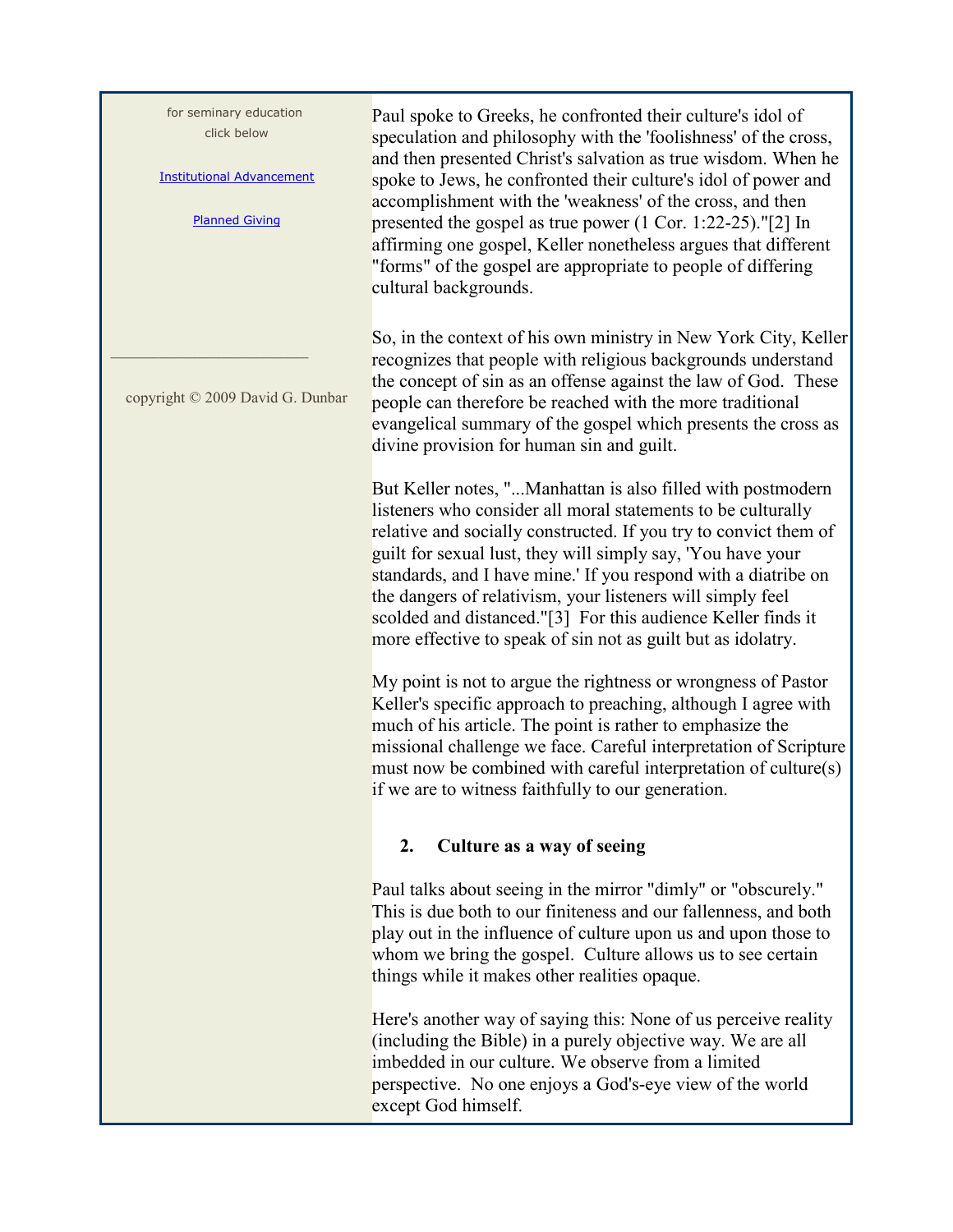Paul spoke to Greeks, he confronted their culture's idol of speculation and philosophy with the 'foolishness' of the cross, and then presented Christ's salvation as true wisdom. When he spoke to Jews, he confronted their culture's idol of power and accomplishment with the 'weakness' of the cross, and then presented the gospel as true power (1 Cor. 1:22-25)."[2] In affirming one gospel, Keller nonetheless argues that different "forms" of the gospel are appropriate to people of differing cultural backgrounds.

So, in the context of his own ministry in New York City, Keller recognizes that people with religious backgrounds understand the concept of sin as an offense against the law of God. These people can therefore be reached with the more traditional evangelical summary of the gospel which presents the cross as divine provision for human sin and guilt.

But Keller notes, "...Manhattan is also filled with postmodern listeners who consider all moral statements to be culturally relative and socially constructed. If you try to convict them of guilt for sexual lust, they will simply say, 'You have your standards, and I have mine.' If you respond with a diatribe on the dangers of relativism, your listeners will simply feel scolded and distanced."[3] For this audience Keller finds it more effective to speak of sin not as guilt but as idolatry.

My point is not to argue the rightness or wrongness of Pastor Keller's specific approach to preaching, although I agree with much of his article. The point is rather to emphasize the missional challenge we face. Careful interpretation of Scripture must now be combined with careful interpretation of culture(s) if we are to witness faithfully to our generation.

## 2. Culture as a way of seeing

Paul talks about seeing in the mirror "dimly" or "obscurely." This is due both to our finiteness and our fallenness, and both play out in the influence of culture upon us and upon those to whom we bring the gospel. Culture allows us to see certain things while it makes other realities opaque.

Here's another way of saying this: None of us perceive reality (including the Bible) in a purely objective way. We are all imbedded in our culture. We observe from a limited perspective. No one enjoys a God's-eye view of the world except God himself.

for seminary education click below

Institutional Advancement

Planned Giving

copyright © 2009 David G. Dunbar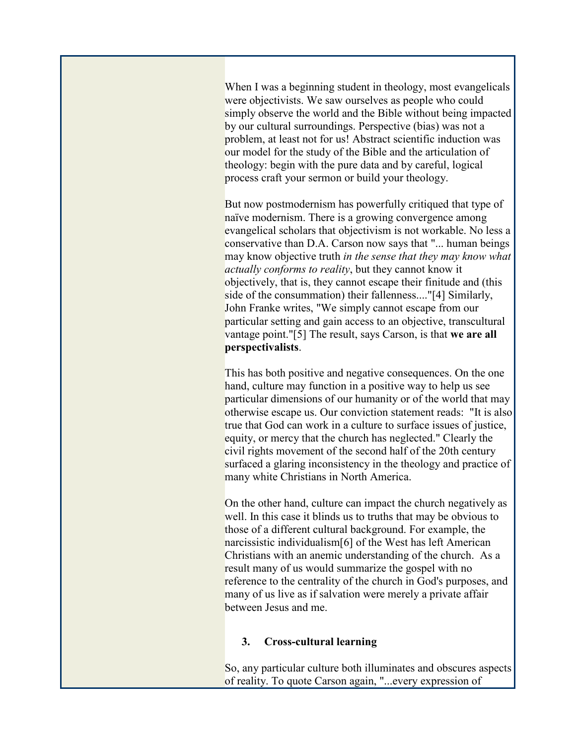When I was a beginning student in theology, most evangelicals were objectivists. We saw ourselves as people who could simply observe the world and the Bible without being impacted by our cultural surroundings. Perspective (bias) was not a problem, at least not for us! Abstract scientific induction was our model for the study of the Bible and the articulation of theology: begin with the pure data and by careful, logical process craft your sermon or build your theology.

But now postmodernism has powerfully critiqued that type of naïve modernism. There is a growing convergence among evangelical scholars that objectivism is not workable. No less a conservative than D.A. Carson now says that "... human beings may know objective truth *in the sense that they may know what actually conforms to reality*, but they cannot know it objectively, that is, they cannot escape their finitude and (this side of the consummation) their fallenness...."[4] Similarly, John Franke writes, "We simply cannot escape from our particular setting and gain access to an objective, transcultural vantage point."[5] The result, says Carson, is that **we are all perspectivalists**.

This has both positive and negative consequences. On the one hand, culture may function in a positive way to help us see particular dimensions of our humanity or of the world that may otherwise escape us. Our conviction statement reads: "It is also true that God can work in a culture to surface issues of justice, equity, or mercy that the church has neglected." Clearly the civil rights movement of the second half of the 20th century surfaced a glaring inconsistency in the theology and practice of many white Christians in North America.

On the other hand, culture can impact the church negatively as well. In this case it blinds us to truths that may be obvious to those of a different cultural background. For example, the narcissistic individualism[6] of the West has left American Christians with an anemic understanding of the church. As a result many of us would summarize the gospel with no reference to the centrality of the church in God's purposes, and many of us live as if salvation were merely a private affair between Jesus and me.

### 3. Cross-cultural learning

So, any particular culture both illuminates and obscures aspects of reality. To quote Carson again, "...every expression of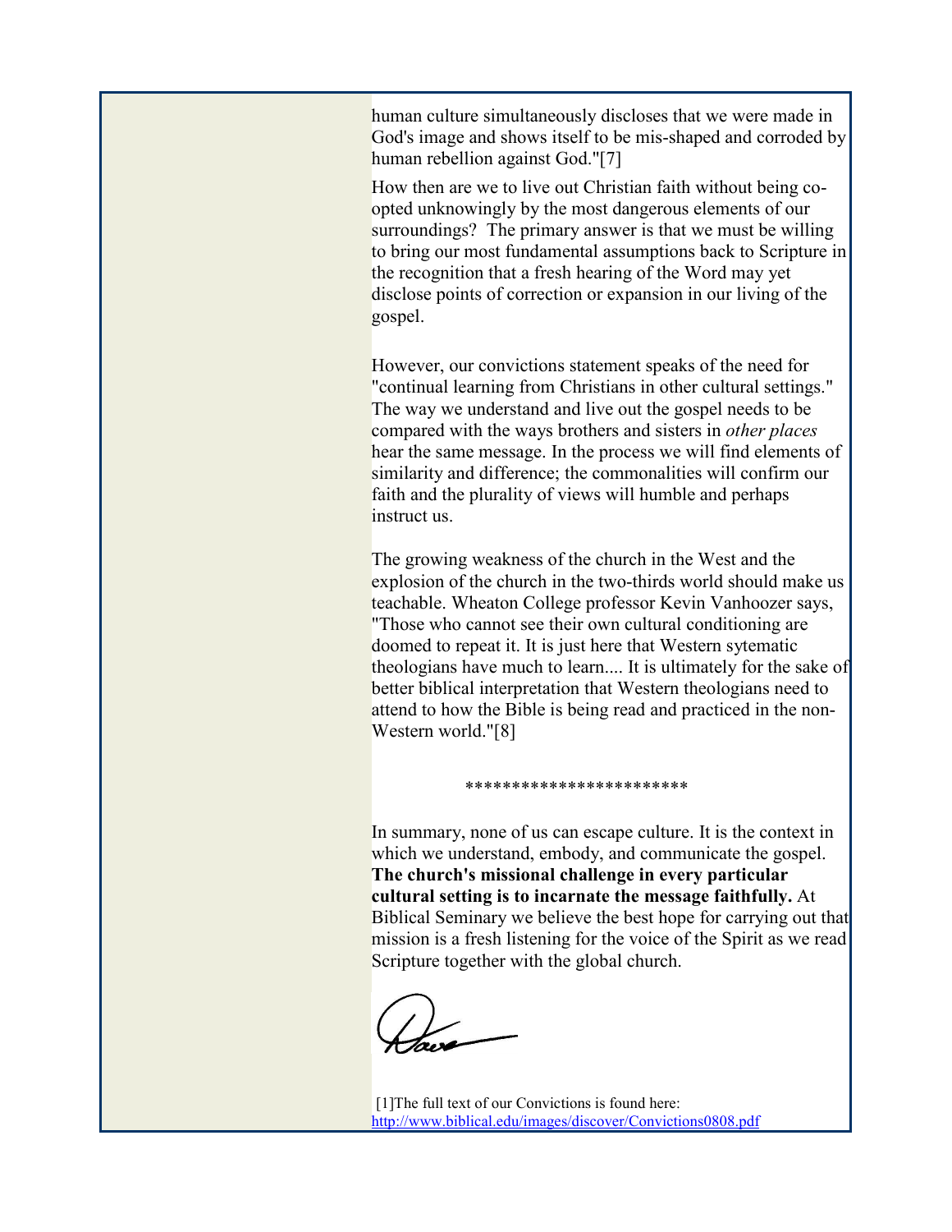human culture simultaneously discloses that we were made in God's image and shows itself to be mis-shaped and corroded by human rebellion against God."[7]

How then are we to live out Christian faith without being co-opted unknowingly by the most dangerous elements of our surroundings?  The primary answer is that we must be willing to bring our most fundamental assumptions back to Scripture in the recognition that a fresh hearing of the Word may yet disclose points of correction or expansion in our living of the gospel.

However, our convictions statement speaks of the need for "continual learning from Christians in other cultural settings." The way we understand and live out the gospel needs to be compared with the ways brothers and sisters in *other places* hear the same message. In the process we will find elements of similarity and difference; the commonalities will confirm our faith and the plurality of views will humble and perhaps instruct us.

The growing weakness of the church in the West and the explosion of the church in the two-thirds world should make us teachable. Wheaton College professor Kevin Vanhoozer says, "Those who cannot see their own cultural conditioning are doomed to repeat it. It is just here that Western sytematic theologians have much to learn.... It is ultimately for the sake of better biblical interpretation that Western theologians need to attend to how the Bible is being read and practiced in the non-Western world."[8]

************************

In summary, none of us can escape culture. It is the context in which we understand, embody, and communicate the gospel. **The church's missional challenge in every particular cultural setting is to incarnate the message faithfully.** At Biblical Seminary we believe the best hope for carrying out that mission is a fresh listening for the voice of the Spirit as we read Scripture together with the global church.

Dave

[1]The full text of our Convictions is found here: http://www.biblical.edu/images/discover/Convictions0808.pdf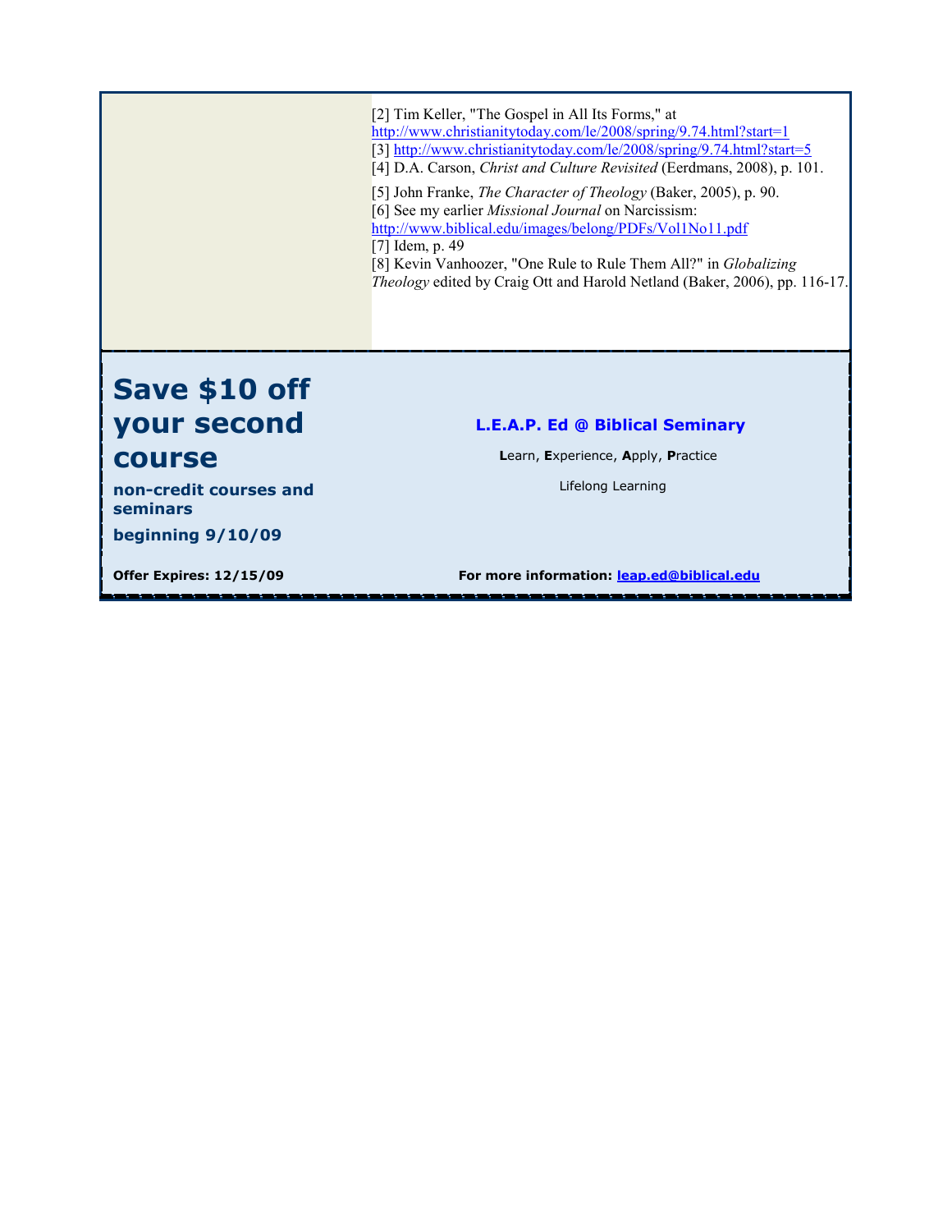[2] Tim Keller, "The Gospel in All Its Forms," at http://www.christianitytoday.com/le/2008/spring/9.74.html?start=1

[3] http://www.christianitytoday.com/le/2008/spring/9.74.html?start=5

[4] D.A. Carson, *Christ and Culture Revisited* (Eerdmans, 2008), p. 101.

[5] John Franke, *The Character of Theology* (Baker, 2005), p. 90.

[6] See my earlier *Missional Journal* on Narcissism: http://www.biblical.edu/images/belong/PDFs/Vol1No11.pdf

[7] Idem, p. 49

[8] Kevin Vanhoozer, "One Rule to Rule Them All?" in *Globalizing Theology* edited by Craig Ott and Harold Netland (Baker, 2006), pp. 116-17.

## Save $10 off your second course

**non-credit courses and seminars**

**beginning 9/10/09**

**Offer Expires: 12/15/09**

**L.E.A.P. Ed @ Biblical Seminary**

**L**earn, **E**xperience, **A**pply, **P**ractice

Lifelong Learning

**For more information: leap.ed@biblical.edu**